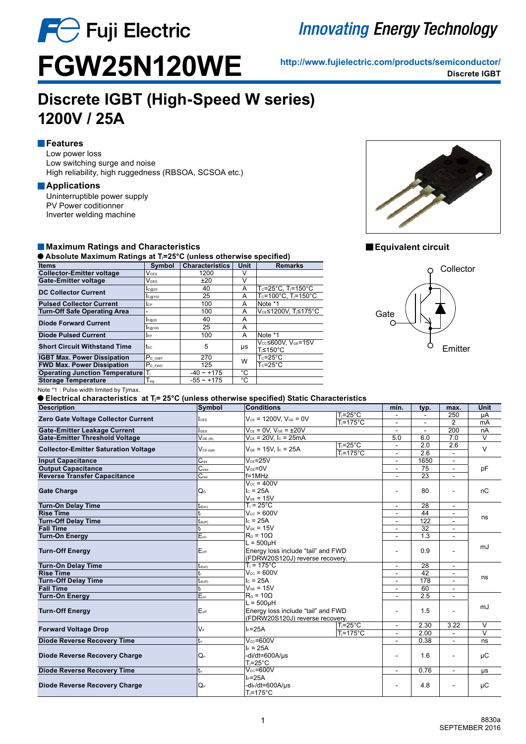# FGW25N120WE

Fuji Electric — Innovating Energy Technology

http://www.fujielectric.com/products/semiconductor/

Discrete IGBT

## Discrete IGBT (High-Speed W series)
## 1200V / 25A

### Features

Low power loss
Low switching surge and noise
High reliability, high ruggedness (RBSOA, SCSOA etc.)

### Applications

Uninterruptible power supply
PV Power coditionner
Inverter welding machine

### Equivalent circuit

Collector
Gate
Emitter

### Maximum Ratings and Characteristics

● Absolute Maximum Ratings at $T_j$=25°C (unless otherwise specified)

| Items | Symbol | Characteristics | Unit | Remarks |
|---|---|---|---|---|
| Collector-Emitter voltage | $V_{CES}$ | 1200 | V | |
| Gate-Emitter voltage | $V_{GES}$ | ±20 | V | |
| DC Collector Current | $I_{C@25}$ | 40 | A | $T_C$=25°C, $T_j$=150°C |
| | $I_{C@100}$ | 25 | A | $T_C$=100°C, $T_j$=150°C |
| Pulsed Collector Current | $I_{CP}$ | 100 | A | Note *1 |
| Turn-Off Safe Operating Area | - | 100 | A | $V_{CE}$≤1200V, $T_j$≤175°C |
| Diode Forward Current | $I_{F@25}$ | 40 | A | |
| | $I_{F@100}$ | 25 | A | |
| Diode Pulsed Current | $I_{FP}$ | 100 | A | Note *1 |
| Short Circuit Withstand Time | $t_{SC}$ | 5 | μs | $V_{CC}$≤600V, $V_{GE}$=15V $T_j$≤150°C |
| IGBT Max. Power Dissipation | $P_{D\_IGBT}$ | 270 | W | $T_C$=25°C |
| FWD Max. Power Dissipation | $P_{D\_FWD}$ | 125 | W | $T_C$=25°C |
| Operating Junction Temperature | $T_j$ | -40 ~ +175 | °C | |
| Storage Temperature | $T_{stg}$ | -55 ~ +175 | °C | |

Note *1 : Pulse width limited by Tjmax.

● Electrical characteristics at $T_j$= 25°C (unless otherwise specified) Static Characteristics

| Description | Symbol | Conditions | | min. | typ. | max. | Unit |
|---|---|---|---|---|---|---|---|
| Zero Gate Voltage Collector Current | $I_{CES}$ | $V_{CE}$ = 1200V, $V_{GE}$ = 0V | $T_j$=25°C | - | - | 250 | μA |
| | | | $T_j$=175°C | - | - | 2 | mA |
| Gate-Emitter Leakage Current | $I_{GES}$ | $V_{CE}$ = 0V, $V_{GE}$ = ±20V | | - | - | 200 | nA |
| Gate-Emitter Threshold Voltage | $V_{GE(th)}$ | $V_{CE}$ = 20V, $I_C$ = 25mA | | 5.0 | 6.0 | 7.0 | V |
| Collector-Emitter Saturation Voltage | $V_{CE(sat)}$ | $V_{GE}$ = 15V, $I_C$ = 25A | $T_j$=25°C | - | 2.0 | 2.6 | V |
| | | | $T_j$=175°C | - | 2.6 | - | V |
| Input Capacitance | $C_{ies}$ | $V_{CE}$=25V | | - | 1650 | - | pF |
| Output Capacitance | $C_{oes}$ | $V_{GE}$=0V | | - | 75 | - | pF |
| Reverse Transfer Capacitance | $C_{res}$ | f=1MHz | | - | 23 | - | pF |
| Gate Charge | $Q_G$ | $V_{CC}$ = 400V, $I_C$ = 25A, $V_{GE}$ = 15V | | - | 80 | - | nC |
| Turn-On Delay Time | $t_{d(on)}$ | $T_j$ = 25°C | | - | 28 | - | ns |
| Rise Time | $t_r$ | $V_{CC}$ = 600V | | - | 44 | - | ns |
| Turn-Off Delay Time | $t_{d(off)}$ | $I_C$ = 25A | | - | 122 | - | ns |
| Fall Time | $t_f$ | $V_{GE}$ = 15V | | - | 32 | - | ns |
| Turn-On Energy | $E_{on}$ | $R_G$ = 10Ω | | - | 1.3 | - | mJ |
| Turn-Off Energy | $E_{off}$ | L = 500μH; Energy loss include "tail" and FWD (FDRW20S120J) reverse recovery. | | - | 0.9 | - | mJ |
| Turn-On Delay Time | $t_{d(on)}$ | $T_j$ = 175°C | | - | 28 | - | ns |
| Rise Time | $t_r$ | $V_{CC}$ = 600V | | - | 42 | - | ns |
| Turn-Off Delay Time | $t_{d(off)}$ | $I_C$ = 25A | | - | 178 | - | ns |
| Fall Time | $t_f$ | $V_{GE}$ = 15V | | - | 60 | - | ns |
| Turn-On Energy | $E_{on}$ | $R_G$ = 10Ω | | - | 2.5 | - | mJ |
| Turn-Off Energy | $E_{off}$ | L = 500μH; Energy loss include "tail" and FWD (FDRW20S120J) reverse recovery. | | - | 1.5 | - | mJ |
| Forward Voltage Drop | $V_F$ | $I_F$=25A | $T_j$=25°C | - | 2.30 | 3.22 | V |
| | | | $T_j$=175°C | - | 2.00 | - | V |
| Diode Reverse Recovery Time | $t_{rr}$ | $V_{CC}$=600V | | - | 0.38 | - | ns |
| Diode Reverse Recovery Charge | $Q_{rr}$ | $I_F$ = 25A, -di/dt=600A/μs, $T_j$=25°C | | - | 1.6 | - | μC |
| Diode Reverse Recovery Time | $t_{rr}$ | $V_{CC}$=600V | | - | 0.76 | - | μs |
| Diode Reverse Recovery Charge | $Q_{rr}$ | $I_F$=25A, -$di_F$/dt=600A/μs, $T_j$=175°C | | - | 4.8 | - | μC |

8830a
SEPTEMBER 2016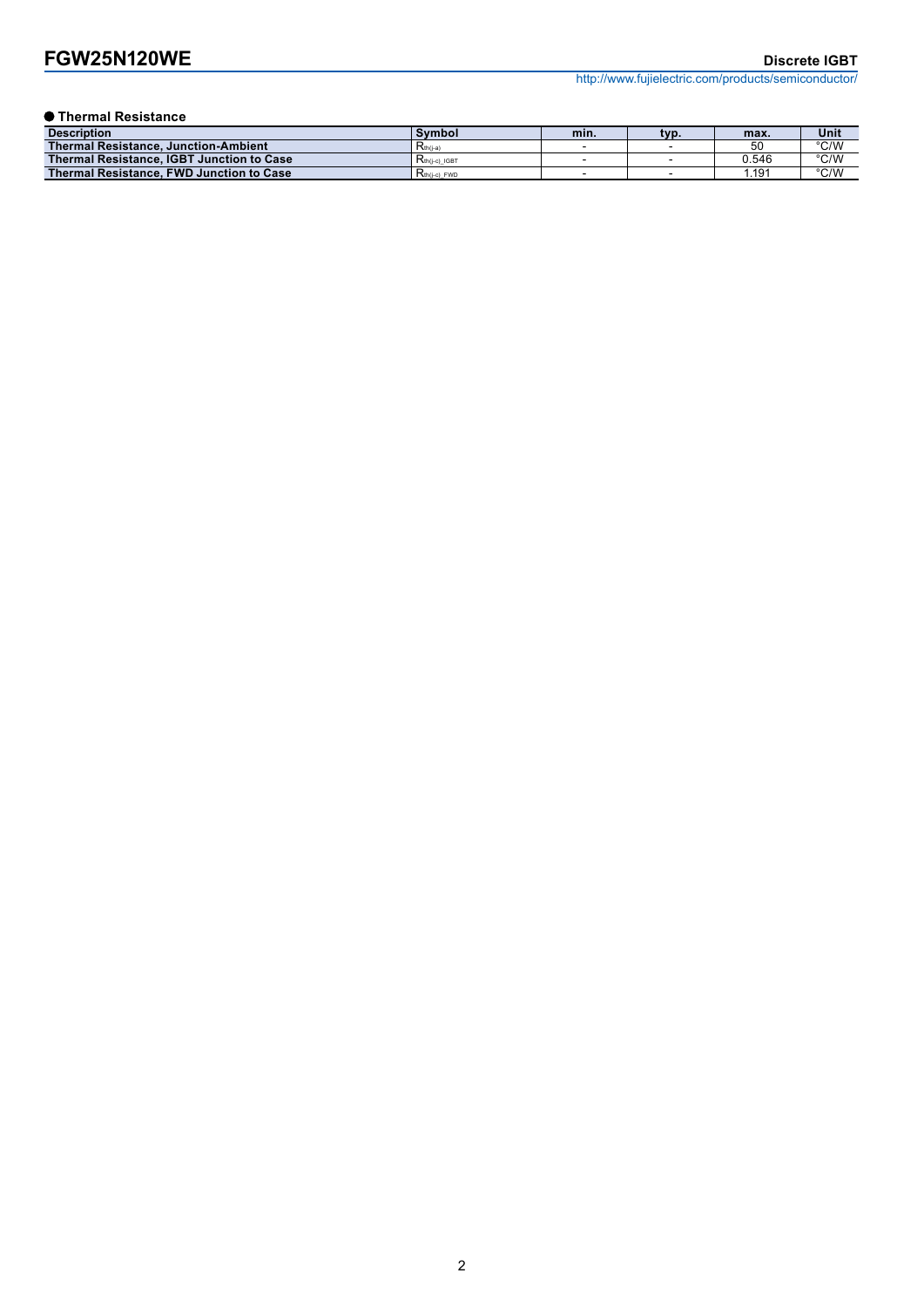## ● Thermal Resistance

| Description | Symbol | min. | typ. | max. | Unit |
|---|---|---|---|---|---|
| Thermal Resistance, Junction-Ambient | $R_{th(j-a)}$ | - | - | 50 | °C/W |
| Thermal Resistance, IGBT Junction to Case | $R_{th(j-c)\_IGBT}$ | - | - | 0.546 | °C/W |
| Thermal Resistance, FWD Junction to Case | $R_{th(j-c)\_FWD}$ | - | - | 1.191 | °C/W |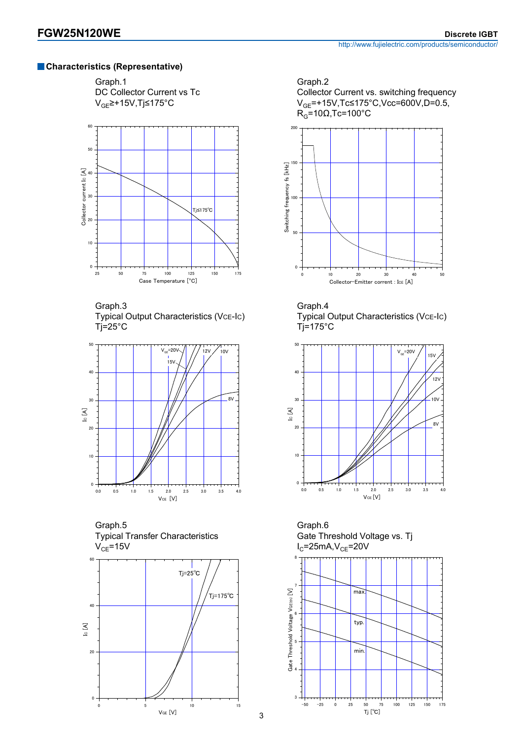## Characteristics (Representative)

**Graph.1**
DC Collector Current vs Tc
$V_{GE} \geq +15V, Tj \leq 175°C$

**Graph.2**
Collector Current vs. switching frequency
$V_{GE}=+15V, Tc \leq 175°C, Vcc=600V, D=0.5, R_G=10\Omega, Tc=100°C$

**Graph.3**
Typical Output Characteristics ($V_{CE}$-$I_C$)
Tj=25°C

**Graph.4**
Typical Output Characteristics ($V_{CE}$-$I_C$)
Tj=175°C

**Graph.5**
Typical Transfer Characteristics
$V_{CE}=15V$

**Graph.6**
Gate Threshold Voltage vs. Tj
$I_C=25mA, V_{CE}=20V$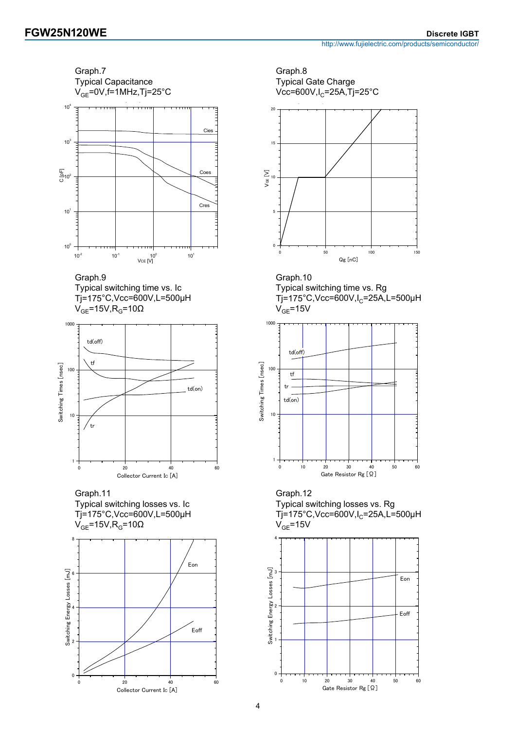**FGW25N120WE** **Discrete IGBT**

http://www.fujielectric.com/products/semiconductor/

Graph.7
Typical Capacitance
$V_{GE}$=0V,f=1MHz,Tj=25°C

Graph.8
Typical Gate Charge
Vcc=600V,$I_C$=25A,Tj=25°C

Graph.9
Typical switching time vs. Ic
Tj=175°C,Vcc=600V,L=500μH
$V_{GE}$=15V,$R_G$=10Ω

Graph.10
Typical switching time vs. Rg
Tj=175°C,Vcc=600V,$I_C$=25A,L=500μH
$V_{GE}$=15V

Graph.11
Typical switching losses vs. Ic
Tj=175°C,Vcc=600V,L=500μH
$V_{GE}$=15V,$R_G$=10Ω

Graph.12
Typical switching losses vs. Rg
Tj=175°C,Vcc=600V,$I_C$=25A,L=500μH
$V_{GE}$=15V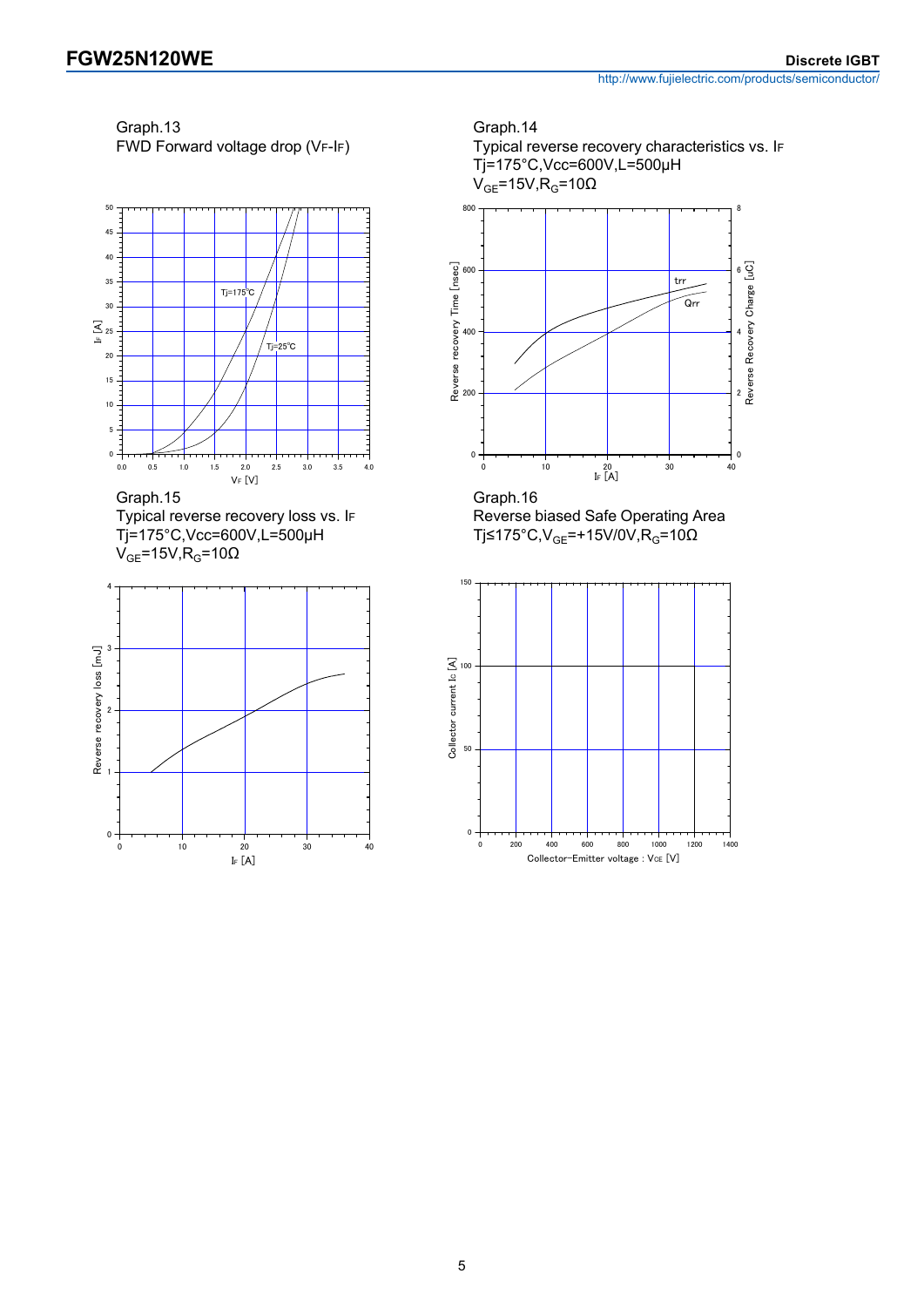Graph.13
FWD Forward voltage drop ($V_F$-$I_F$)

Graph.14
Typical reverse recovery characteristics vs. $I_F$
Tj=175°C,Vcc=600V,L=500μH
$V_{GE}$=15V,$R_G$=10Ω

Graph.15
Typical reverse recovery loss vs. $I_F$
Tj=175°C,Vcc=600V,L=500μH
$V_{GE}$=15V,$R_G$=10Ω

Graph.16
Reverse biased Safe Operating Area
Tj≤175°C,$V_{GE}$=+15V/0V,$R_G$=10Ω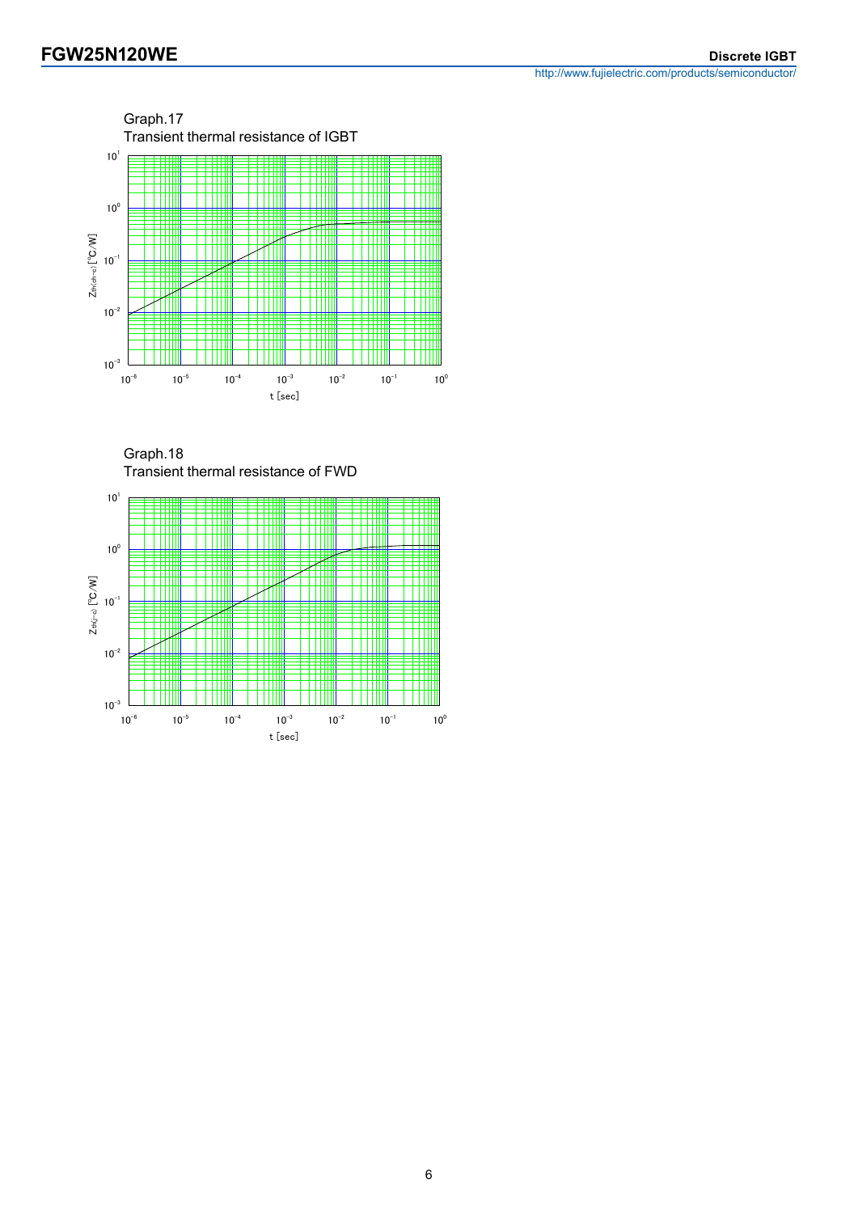Graph.17

Transient thermal resistance of IGBT

Graph.18

Transient thermal resistance of FWD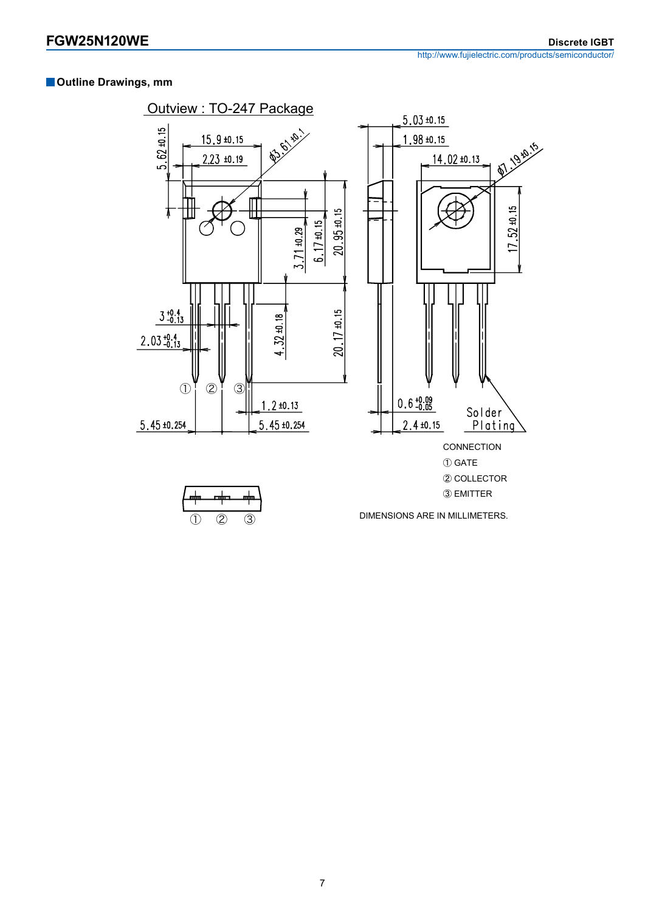## Outline Drawings, mm

Outview : TO-247 Package

CONNECTION

① GATE

② COLLECTOR

③ EMITTER

DIMENSIONS ARE IN MILLIMETERS.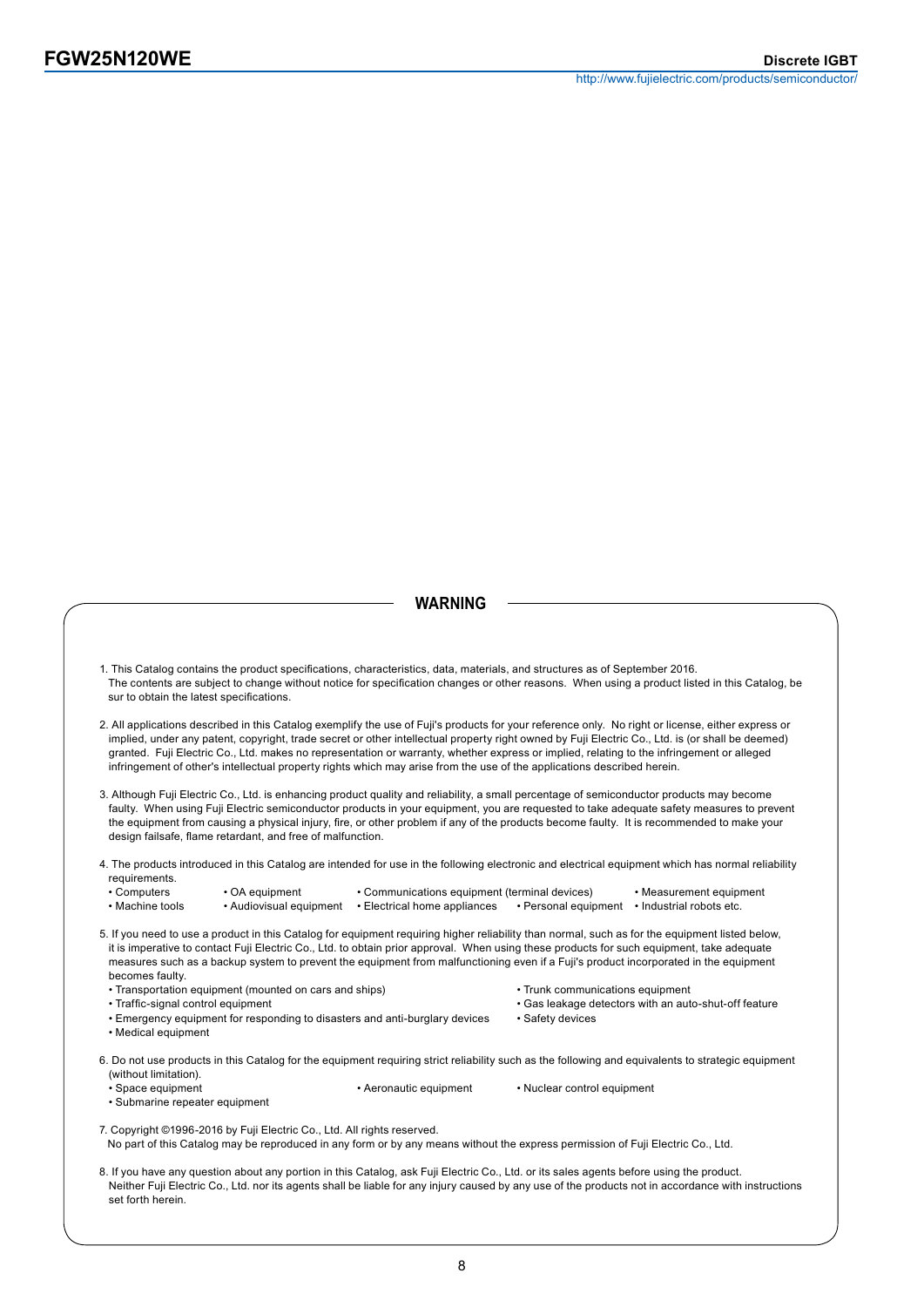## WARNING

1. This Catalog contains the product specifications, characteristics, data, materials, and structures as of September 2016.
   The contents are subject to change without notice for specification changes or other reasons. When using a product listed in this Catalog, be sur to obtain the latest specifications.

2. All applications described in this Catalog exemplify the use of Fuji's products for your reference only. No right or license, either express or implied, under any patent, copyright, trade secret or other intellectual property right owned by Fuji Electric Co., Ltd. is (or shall be deemed) granted. Fuji Electric Co., Ltd. makes no representation or warranty, whether express or implied, relating to the infringement or alleged infringement of other's intellectual property rights which may arise from the use of the applications described herein.

3. Although Fuji Electric Co., Ltd. is enhancing product quality and reliability, a small percentage of semiconductor products may become faulty. When using Fuji Electric semiconductor products in your equipment, you are requested to take adequate safety measures to prevent the equipment from causing a physical injury, fire, or other problem if any of the products become faulty. It is recommended to make your design failsafe, flame retardant, and free of malfunction.

4. The products introduced in this Catalog are intended for use in the following electronic and electrical equipment which has normal reliability requirements.
   - Computers
   - OA equipment
   - Communications equipment (terminal devices)
   - Measurement equipment
   - Machine tools
   - Audiovisual equipment
   - Electrical home appliances
   - Personal equipment
   - Industrial robots etc.

5. If you need to use a product in this Catalog for equipment requiring higher reliability than normal, such as for the equipment listed below, it is imperative to contact Fuji Electric Co., Ltd. to obtain prior approval. When using these products for such equipment, take adequate measures such as a backup system to prevent the equipment from malfunctioning even if a Fuji's product incorporated in the equipment becomes faulty.
   - Transportation equipment (mounted on cars and ships)
   - Trunk communications equipment
   - Traffic-signal control equipment
   - Gas leakage detectors with an auto-shut-off feature
   - Emergency equipment for responding to disasters and anti-burglary devices
   - Safety devices
   - Medical equipment

6. Do not use products in this Catalog for the equipment requiring strict reliability such as the following and equivalents to strategic equipment (without limitation).
   - Space equipment
   - Aeronautic equipment
   - Nuclear control equipment
   - Submarine repeater equipment

7. Copyright ©1996-2016 by Fuji Electric Co., Ltd. All rights reserved.
   No part of this Catalog may be reproduced in any form or by any means without the express permission of Fuji Electric Co., Ltd.

8. If you have any question about any portion in this Catalog, ask Fuji Electric Co., Ltd. or its sales agents before using the product.
   Neither Fuji Electric Co., Ltd. nor its agents shall be liable for any injury caused by any use of the products not in accordance with instructions set forth herein.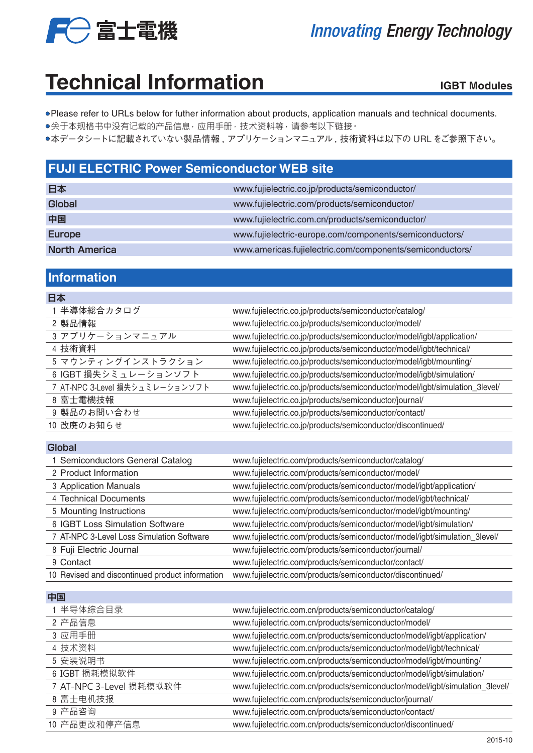富士電機

*Innovating Energy Technology*

# Technical Information

**IGBT Modules**

- Please refer to URLs below for futher information about products, application manuals and technical documents.
- 关于本规格书中没有记载的产品信息，应用手册，技术资料等，请参考以下链接。
- 本データシートに記載されていない製品情報，アプリケーションマニュアル，技術資料は以下の URL をご参照下さい。

## FUJI ELECTRIC Power Semiconductor WEB site

| | |
|---|---|
| 日本 | www.fujielectric.co.jp/products/semiconductor/ |
| Global | www.fujielectric.com/products/semiconductor/ |
| 中国 | www.fujielectric.com.cn/products/semiconductor/ |
| Europe | www.fujielectric-europe.com/components/semiconductors/ |
| North America | www.americas.fujielectric.com/components/semiconductors/ |

## Information

### 日本

| | |
|---|---|
| 1 半導体総合カタログ | www.fujielectric.co.jp/products/semiconductor/catalog/ |
| 2 製品情報 | www.fujielectric.co.jp/products/semiconductor/model/ |
| 3 アプリケーションマニュアル | www.fujielectric.co.jp/products/semiconductor/model/igbt/application/ |
| 4 技術資料 | www.fujielectric.co.jp/products/semiconductor/model/igbt/technical/ |
| 5 マウンティングインストラクション | www.fujielectric.co.jp/products/semiconductor/model/igbt/mounting/ |
| 6 IGBT 損失シミュレーションソフト | www.fujielectric.co.jp/products/semiconductor/model/igbt/simulation/ |
| 7 AT-NPC 3-Level 損失シュミレーションソフト | www.fujielectric.co.jp/products/semiconductor/model/igbt/simulation_3level/ |
| 8 富士電機技報 | www.fujielectric.co.jp/products/semiconductor/journal/ |
| 9 製品のお問い合わせ | www.fujielectric.co.jp/products/semiconductor/contact/ |
| 10 改廃のお知らせ | www.fujielectric.co.jp/products/semiconductor/discontinued/ |

### Global

| | |
|---|---|
| 1 Semiconductors General Catalog | www.fujielectric.com/products/semiconductor/catalog/ |
| 2 Product Information | www.fujielectric.com/products/semiconductor/model/ |
| 3 Application Manuals | www.fujielectric.com/products/semiconductor/model/igbt/application/ |
| 4 Technical Documents | www.fujielectric.com/products/semiconductor/model/igbt/technical/ |
| 5 Mounting Instructions | www.fujielectric.com/products/semiconductor/model/igbt/mounting/ |
| 6 IGBT Loss Simulation Software | www.fujielectric.com/products/semiconductor/model/igbt/simulation/ |
| 7 AT-NPC 3-Level Loss Simulation Software | www.fujielectric.com/products/semiconductor/model/igbt/simulation_3level/ |
| 8 Fuji Electric Journal | www.fujielectric.com/products/semiconductor/journal/ |
| 9 Contact | www.fujielectric.com/products/semiconductor/contact/ |
| 10 Revised and discontinued product information | www.fujielectric.com/products/semiconductor/discontinued/ |

### 中国

| | |
|---|---|
| 1 半导体综合目录 | www.fujielectric.com.cn/products/semiconductor/catalog/ |
| 2 产品信息 | www.fujielectric.com.cn/products/semiconductor/model/ |
| 3 应用手册 | www.fujielectric.com.cn/products/semiconductor/model/igbt/application/ |
| 4 技术资料 | www.fujielectric.com.cn/products/semiconductor/model/igbt/technical/ |
| 5 安装说明书 | www.fujielectric.com.cn/products/semiconductor/model/igbt/mounting/ |
| 6 IGBT 损耗模拟软件 | www.fujielectric.com.cn/products/semiconductor/model/igbt/simulation/ |
| 7 AT-NPC 3-Level 损耗模拟软件 | www.fujielectric.com.cn/products/semiconductor/model/igbt/simulation_3level/ |
| 8 富士电机技报 | www.fujielectric.com.cn/products/semiconductor/journal/ |
| 9 产品咨询 | www.fujielectric.com.cn/products/semiconductor/contact/ |
| 10 产品更改和停产信息 | www.fujielectric.com.cn/products/semiconductor/discontinued/ |

2015-10